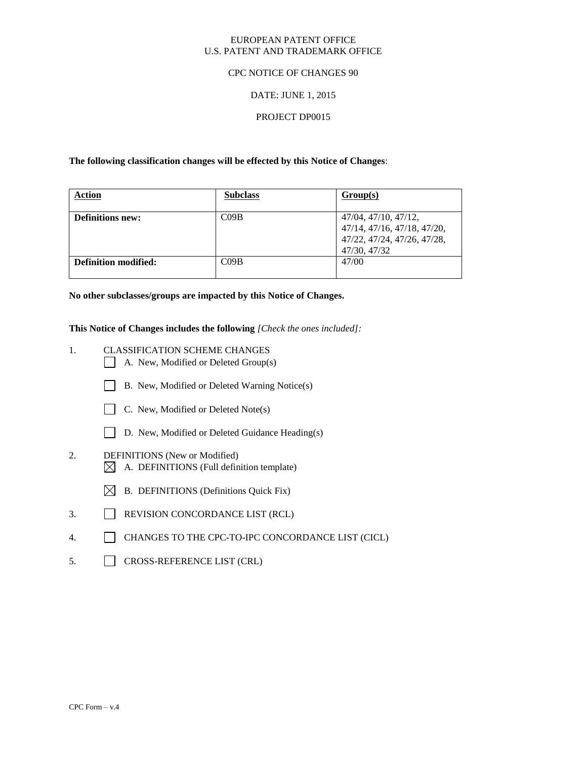EUROPEAN PATENT OFFICE
U.S. PATENT AND TRADEMARK OFFICE

CPC NOTICE OF CHANGES 90

DATE: JUNE 1, 2015

PROJECT DP0015

**The following classification changes will be effected by this Notice of Changes**:

| Action | Subclass | Group(s) |
|---|---|---|
| **Definitions new:** | C09B | 47/04, 47/10, 47/12, 47/14, 47/16, 47/18, 47/20, 47/22, 47/24, 47/26, 47/28, 47/30, 47/32 |
| **Definition modified:** | C09B | 47/00 |

**No other subclasses/groups are impacted by this Notice of Changes.**

**This Notice of Changes includes the following** *[Check the ones included]:*

1. CLASSIFICATION SCHEME CHANGES
   - ☐ A. New, Modified or Deleted Group(s)
   - ☐ B. New, Modified or Deleted Warning Notice(s)
   - ☐ C. New, Modified or Deleted Note(s)
   - ☐ D. New, Modified or Deleted Guidance Heading(s)
2. DEFINITIONS (New or Modified)
   - ☒ A. DEFINITIONS (Full definition template)
   - ☒ B. DEFINITIONS (Definitions Quick Fix)
3. ☐ REVISION CONCORDANCE LIST (RCL)
4. ☐ CHANGES TO THE CPC-TO-IPC CONCORDANCE LIST (CICL)
5. ☐ CROSS-REFERENCE LIST (CRL)

CPC Form – v.4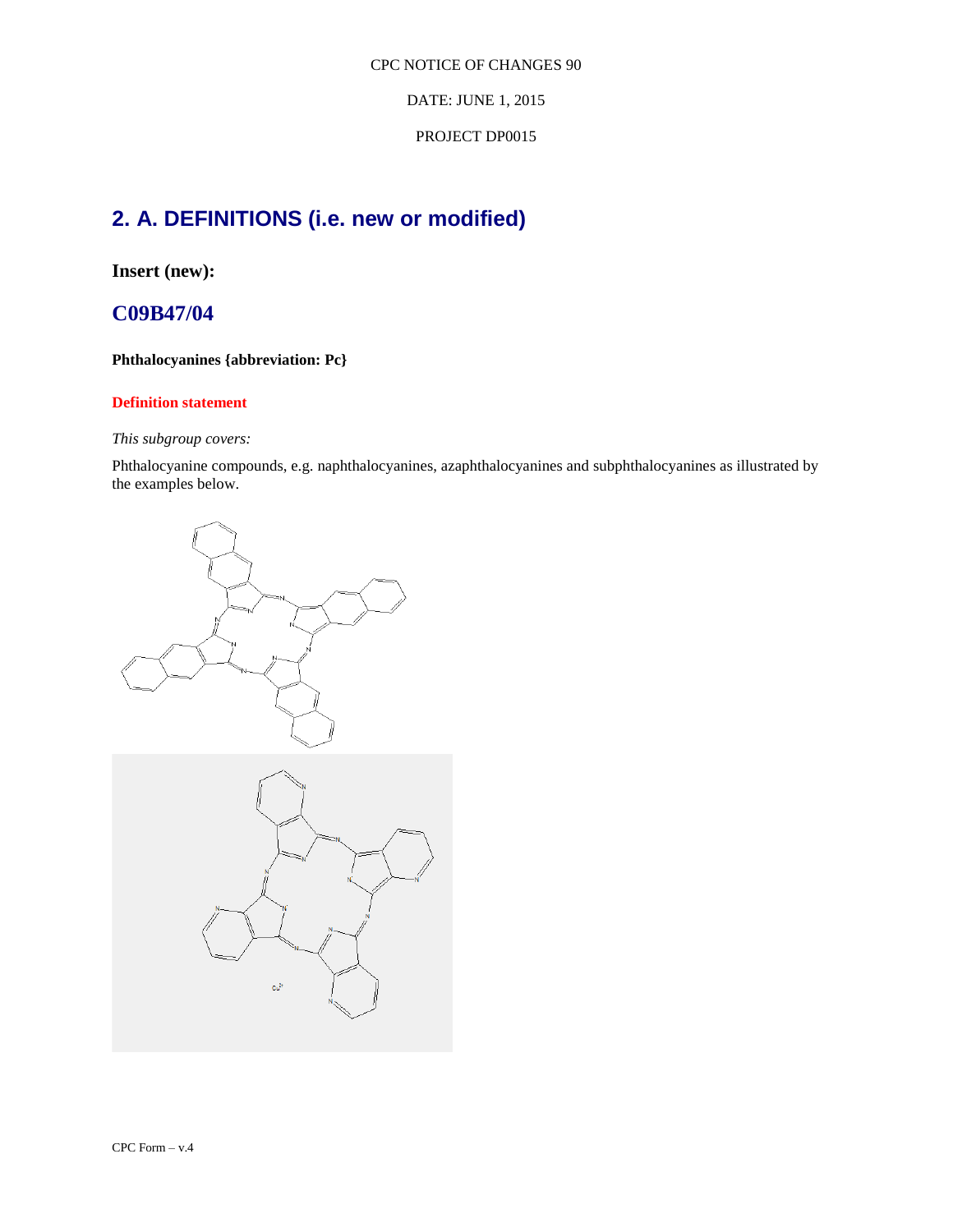CPC NOTICE OF CHANGES 90

DATE: JUNE 1, 2015

PROJECT DP0015

## 2. A. DEFINITIONS (i.e. new or modified)

**Insert (new):**

## C09B47/04

**Phthalocyanines {abbreviation: Pc}**

**Definition statement**

*This subgroup covers:*

Phthalocyanine compounds, e.g. naphthalocyanines, azaphthalocyanines and subphthalocyanines as illustrated by the examples below.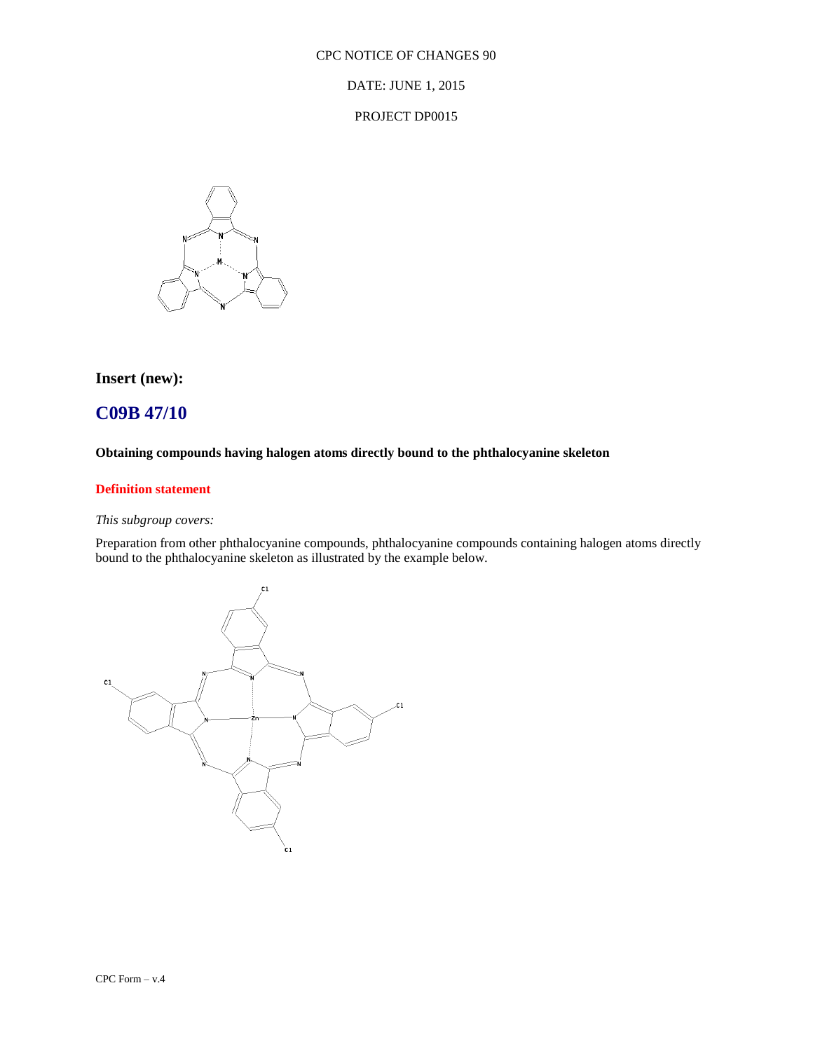**Insert (new):**

## C09B 47/10

**Obtaining compounds having halogen atoms directly bound to the phthalocyanine skeleton**

**Definition statement**

*This subgroup covers:*

Preparation from other phthalocyanine compounds, phthalocyanine compounds containing halogen atoms directly bound to the phthalocyanine skeleton as illustrated by the example below.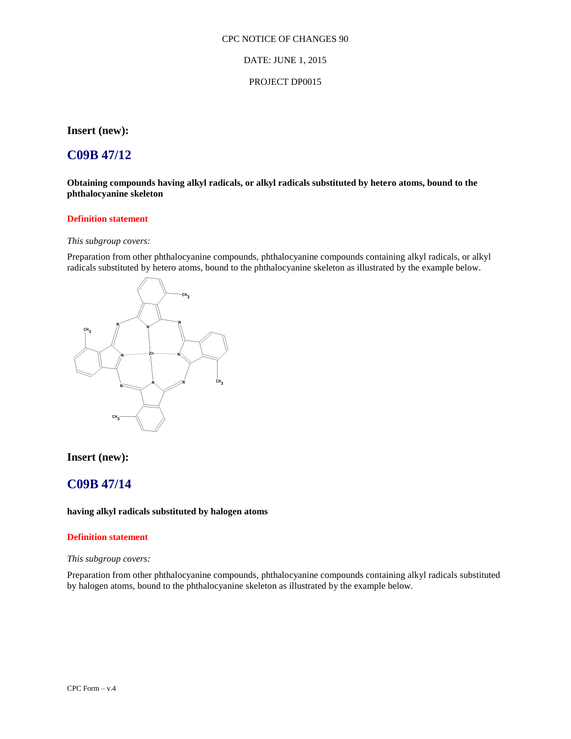CPC NOTICE OF CHANGES 90

DATE: JUNE 1, 2015

PROJECT DP0015

**Insert (new):**

## C09B 47/12

**Obtaining compounds having alkyl radicals, or alkyl radicals substituted by hetero atoms, bound to the phthalocyanine skeleton**

**Definition statement**

*This subgroup covers:*

Preparation from other phthalocyanine compounds, phthalocyanine compounds containing alkyl radicals, or alkyl radicals substituted by hetero atoms, bound to the phthalocyanine skeleton as illustrated by the example below.

**Insert (new):**

## C09B 47/14

**having alkyl radicals substituted by halogen atoms**

**Definition statement**

*This subgroup covers:*

Preparation from other phthalocyanine compounds, phthalocyanine compounds containing alkyl radicals substituted by halogen atoms, bound to the phthalocyanine skeleton as illustrated by the example below.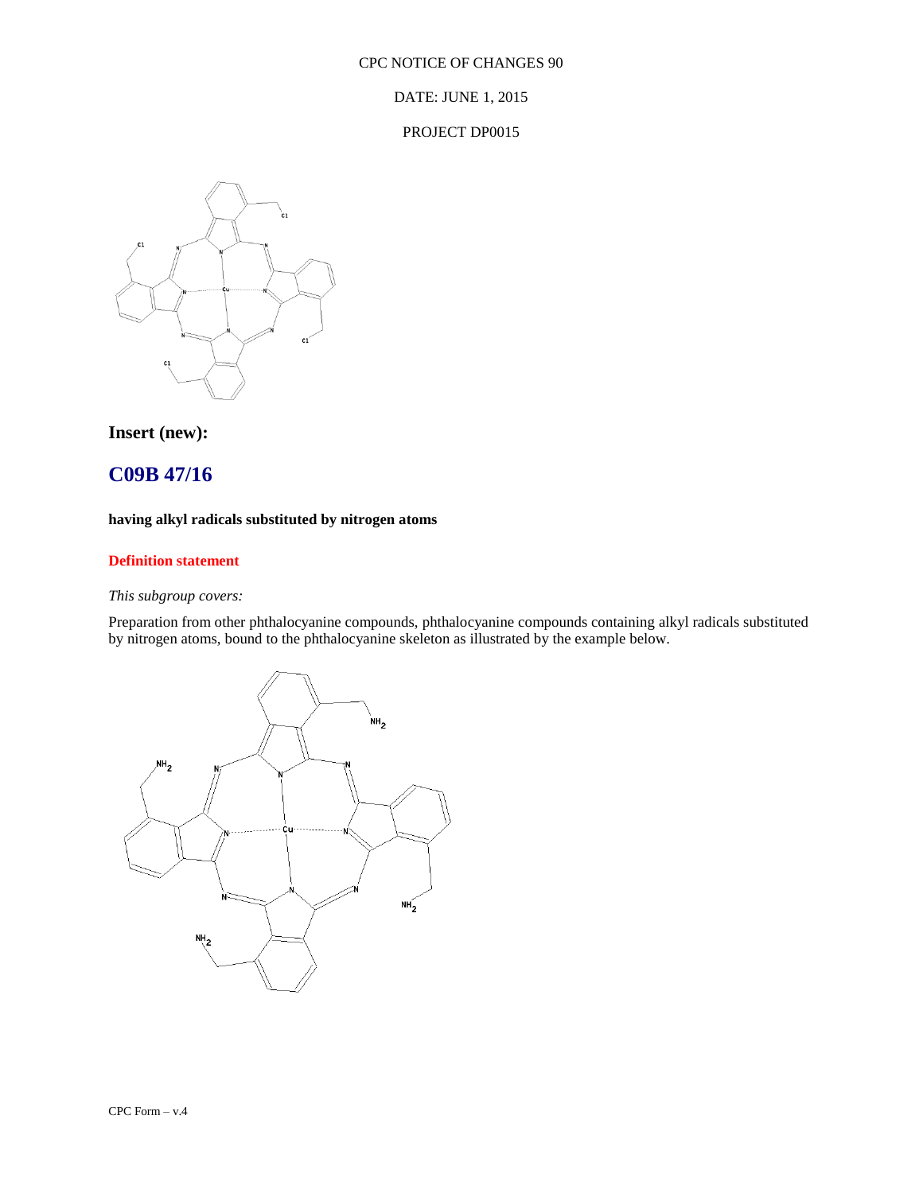**Insert (new):**

## C09B 47/16

**having alkyl radicals substituted by nitrogen atoms**

**Definition statement**

*This subgroup covers:*

Preparation from other phthalocyanine compounds, phthalocyanine compounds containing alkyl radicals substituted by nitrogen atoms, bound to the phthalocyanine skeleton as illustrated by the example below.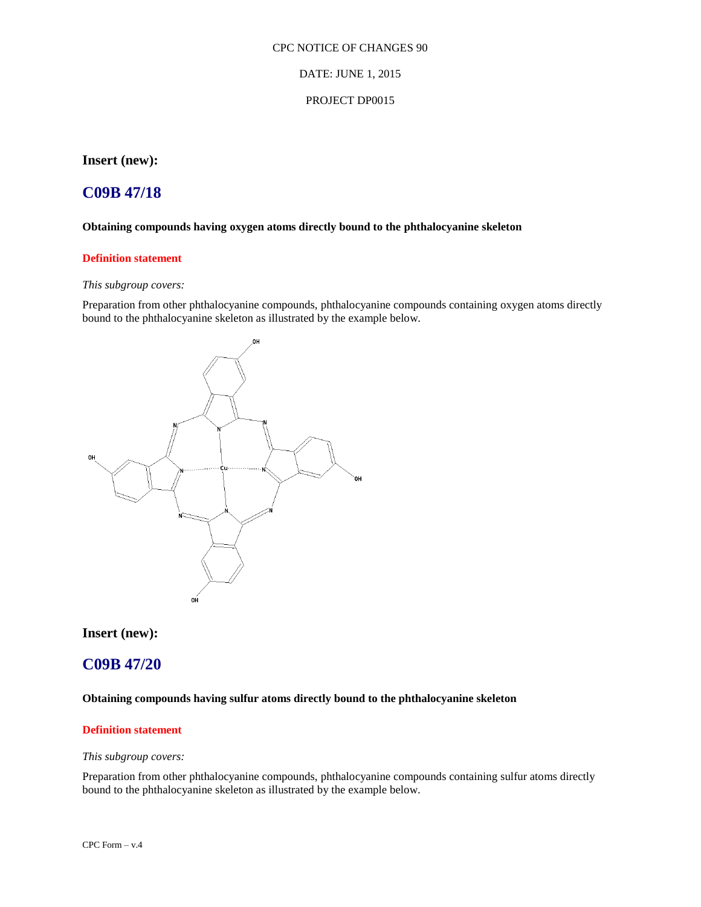CPC NOTICE OF CHANGES 90

DATE: JUNE 1, 2015

PROJECT DP0015

**Insert (new):**

## C09B 47/18

**Obtaining compounds having oxygen atoms directly bound to the phthalocyanine skeleton**

**Definition statement**

*This subgroup covers:*

Preparation from other phthalocyanine compounds, phthalocyanine compounds containing oxygen atoms directly bound to the phthalocyanine skeleton as illustrated by the example below.

**Insert (new):**

## C09B 47/20

**Obtaining compounds having sulfur atoms directly bound to the phthalocyanine skeleton**

**Definition statement**

*This subgroup covers:*

Preparation from other phthalocyanine compounds, phthalocyanine compounds containing sulfur atoms directly bound to the phthalocyanine skeleton as illustrated by the example below.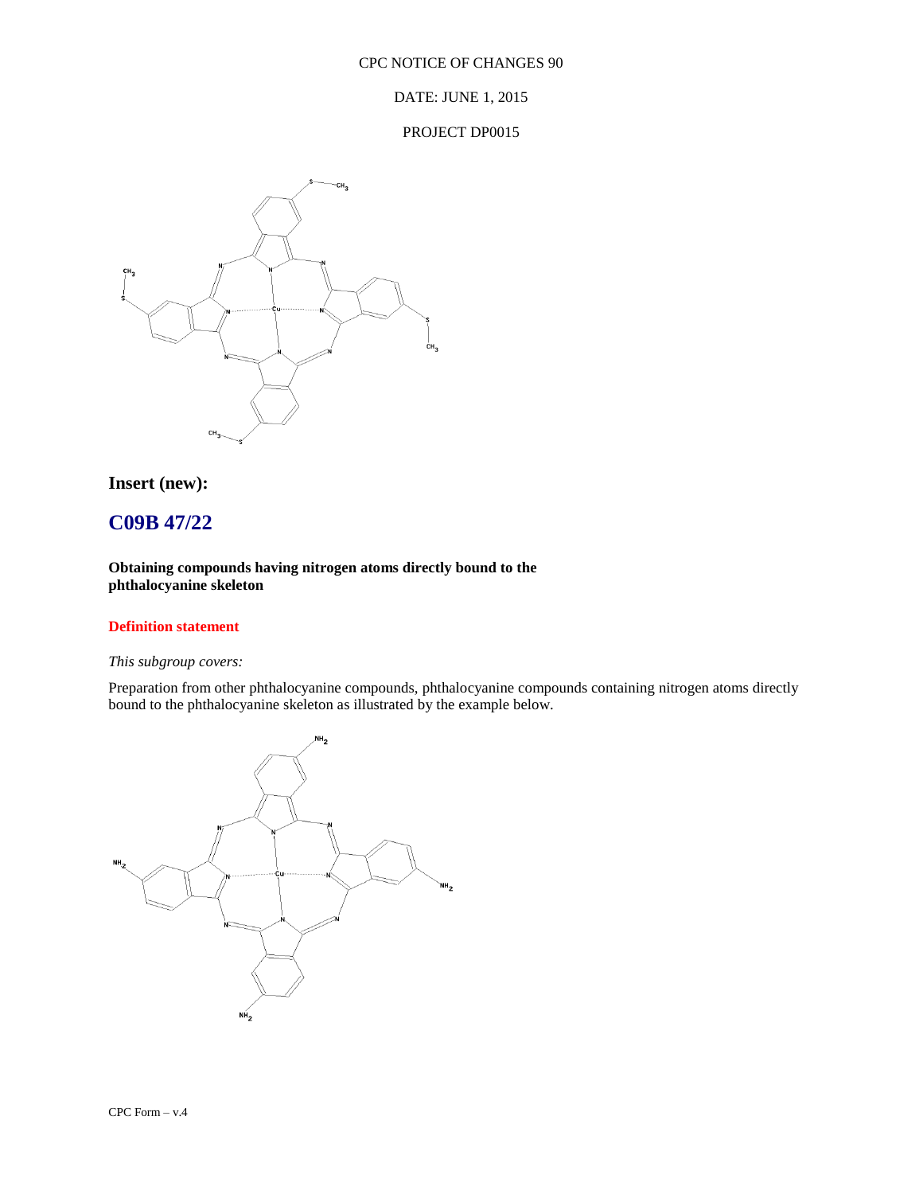**Insert (new):**

## C09B 47/22

**Obtaining compounds having nitrogen atoms directly bound to the phthalocyanine skeleton**

**Definition statement**

*This subgroup covers:*

Preparation from other phthalocyanine compounds, phthalocyanine compounds containing nitrogen atoms directly bound to the phthalocyanine skeleton as illustrated by the example below.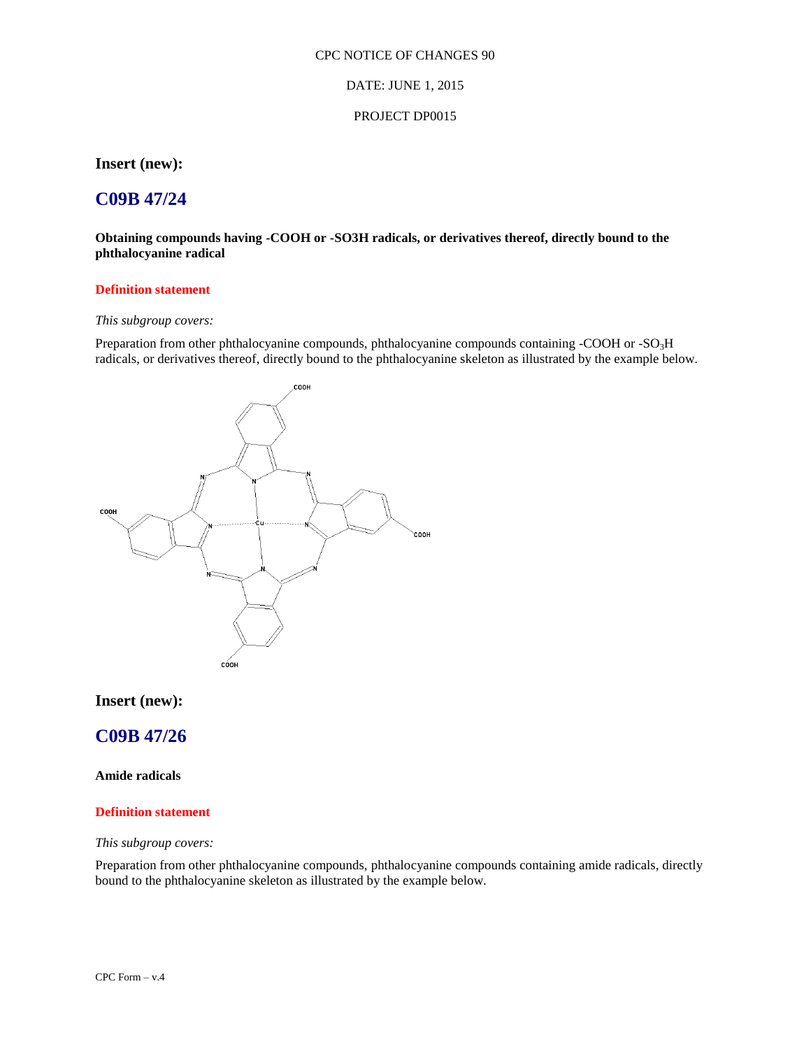CPC NOTICE OF CHANGES 90

DATE: JUNE 1, 2015

PROJECT DP0015

**Insert (new):**

## C09B 47/24

**Obtaining compounds having -COOH or -SO3H radicals, or derivatives thereof, directly bound to the phthalocyanine radical**

**Definition statement**

*This subgroup covers:*

Preparation from other phthalocyanine compounds, phthalocyanine compounds containing -COOH or -$SO_3H$ radicals, or derivatives thereof, directly bound to the phthalocyanine skeleton as illustrated by the example below.

**Insert (new):**

## C09B 47/26

**Amide radicals**

**Definition statement**

*This subgroup covers:*

Preparation from other phthalocyanine compounds, phthalocyanine compounds containing amide radicals, directly bound to the phthalocyanine skeleton as illustrated by the example below.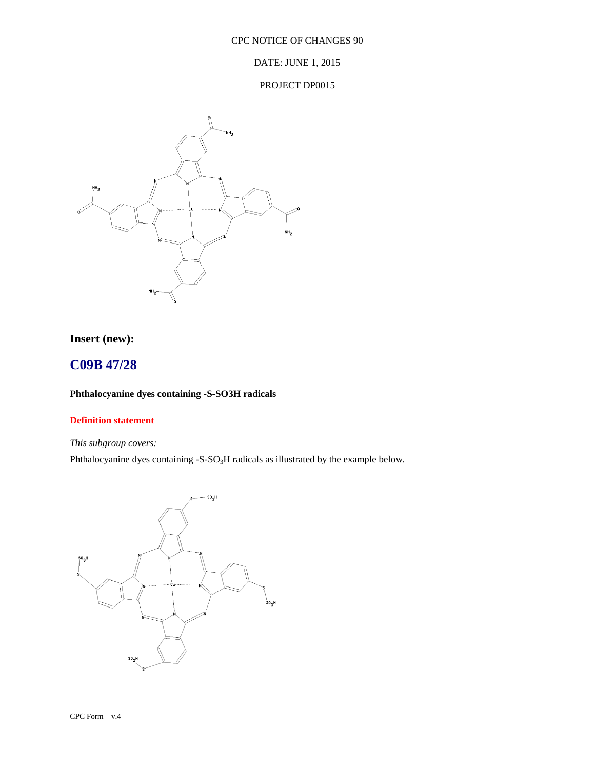CPC NOTICE OF CHANGES 90

DATE: JUNE 1, 2015

PROJECT DP0015

**Insert (new):**

## C09B 47/28

**Phthalocyanine dyes containing -S-SO3H radicals**

**Definition statement**

*This subgroup covers:*

Phthalocyanine dyes containing -S-$SO_3$H radicals as illustrated by the example below.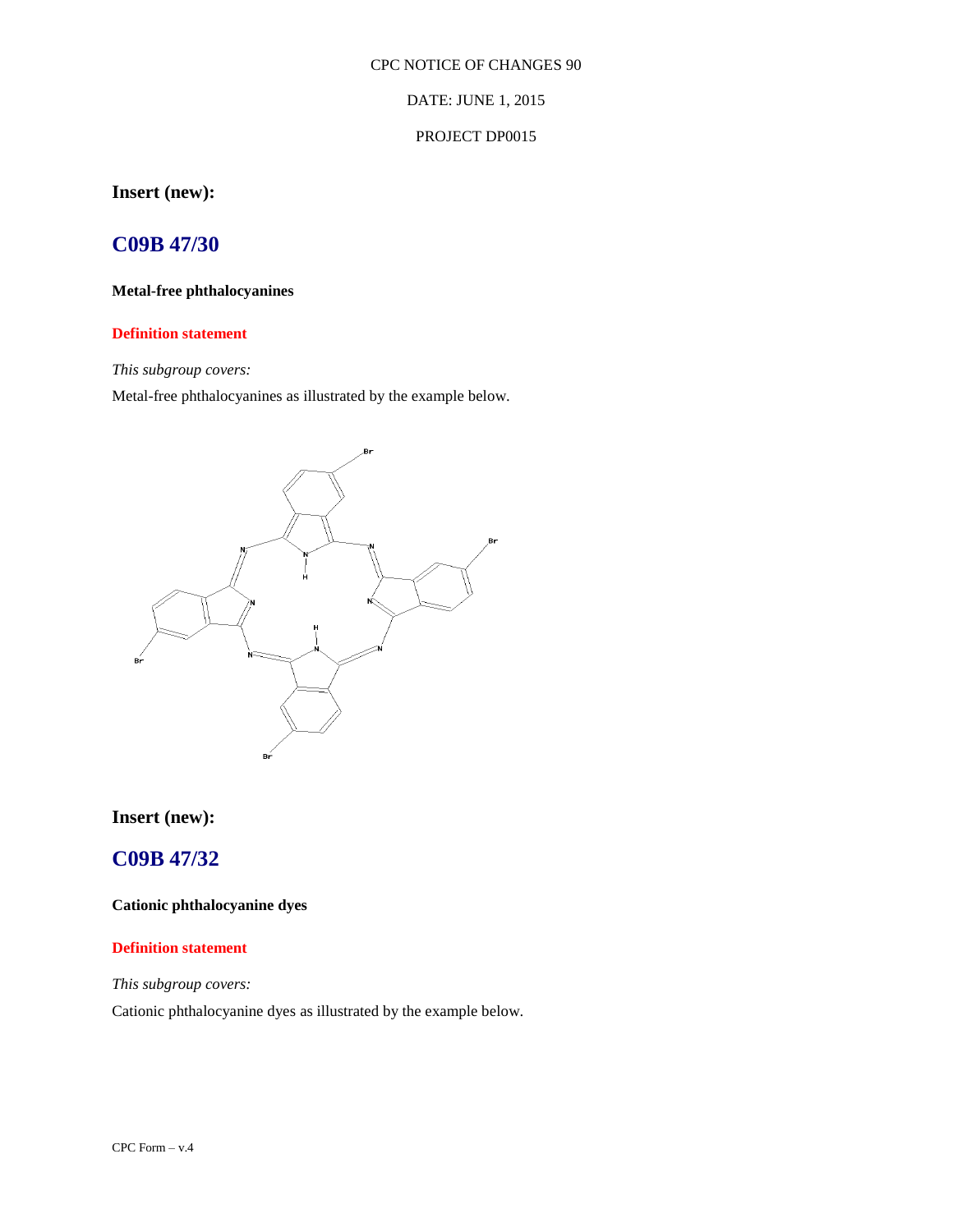CPC NOTICE OF CHANGES 90

DATE: JUNE 1, 2015

PROJECT DP0015

## Insert (new):

# C09B 47/30

**Metal-free phthalocyanines**

**Definition statement**

*This subgroup covers:*

Metal-free phthalocyanines as illustrated by the example below.

## Insert (new):

# C09B 47/32

**Cationic phthalocyanine dyes**

**Definition statement**

*This subgroup covers:*

Cationic phthalocyanine dyes as illustrated by the example below.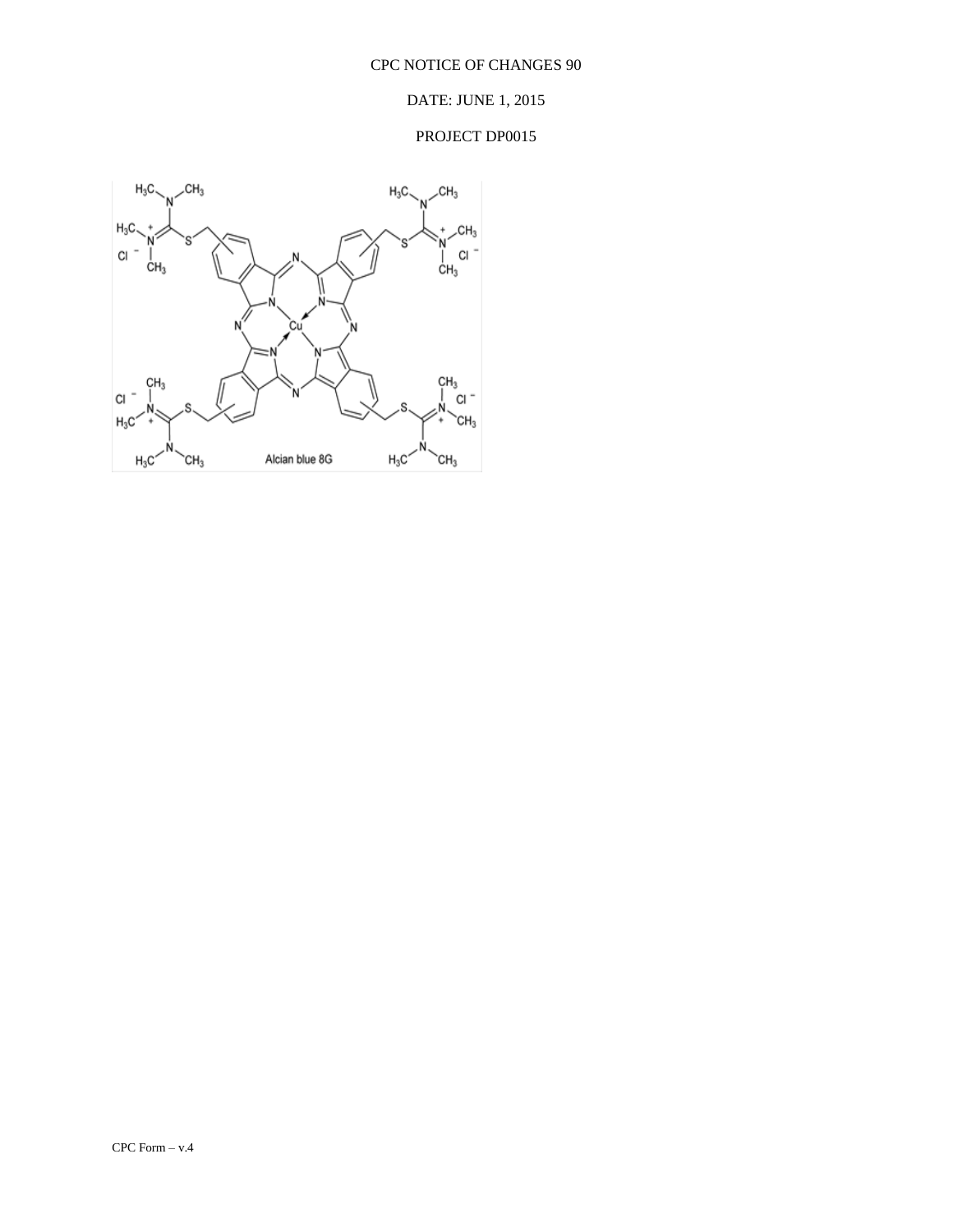Alcian blue 8G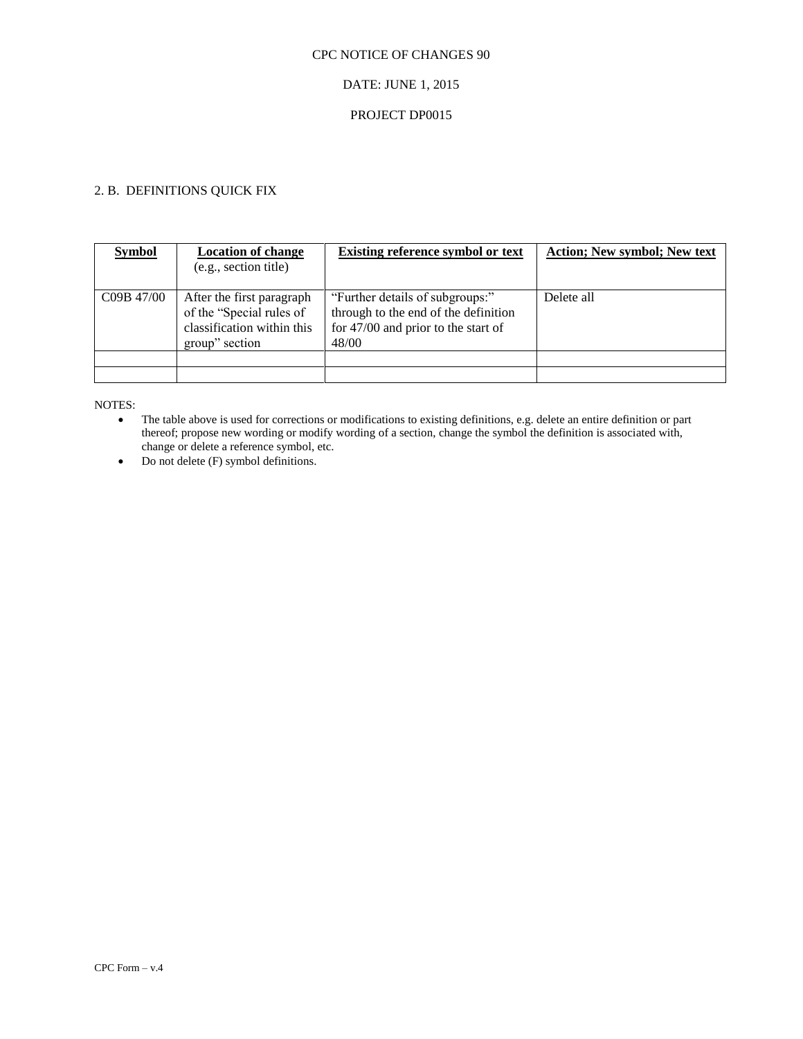CPC NOTICE OF CHANGES 90

DATE: JUNE 1, 2015

PROJECT DP0015

2. B. DEFINITIONS QUICK FIX

| Symbol | Location of change (e.g., section title) | Existing reference symbol or text | Action; New symbol; New text |
| --- | --- | --- | --- |
| C09B 47/00 | After the first paragraph of the "Special rules of classification within this group" section | "Further details of subgroups:" through to the end of the definition for 47/00 and prior to the start of 48/00 | Delete all |
| | | | |
| | | | |

NOTES:

- The table above is used for corrections or modifications to existing definitions, e.g. delete an entire definition or part thereof; propose new wording or modify wording of a section, change the symbol the definition is associated with, change or delete a reference symbol, etc.
- Do not delete (F) symbol definitions.

CPC Form – v.4